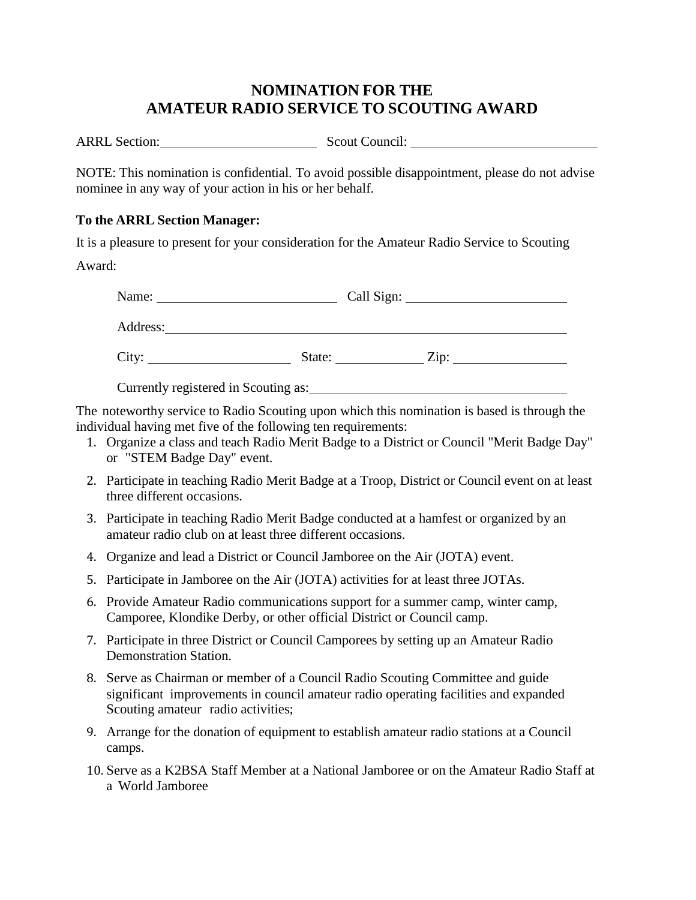# NOMINATION FOR THE AMATEUR RADIO SERVICE TO SCOUTING AWARD

ARRL Section: ______________________ Scout Council: __________________________

NOTE: This nomination is confidential. To avoid possible disappointment, please do not advise nominee in any way of your action in his or her behalf.

**To the ARRL Section Manager:**

It is a pleasure to present for your consideration for the Amateur Radio Service to Scouting Award:

Name: __________________________ Call Sign: ______________________

Address: ____________________________________________________________

City: ____________________ State: ____________ Zip: ________________

Currently registered in Scouting as: ____________________________________

The noteworthy service to Radio Scouting upon which this nomination is based is through the individual having met five of the following ten requirements:

1. Organize a class and teach Radio Merit Badge to a District or Council "Merit Badge Day" or "STEM Badge Day" event.
2. Participate in teaching Radio Merit Badge at a Troop, District or Council event on at least three different occasions.
3. Participate in teaching Radio Merit Badge conducted at a hamfest or organized by an amateur radio club on at least three different occasions.
4. Organize and lead a District or Council Jamboree on the Air (JOTA) event.
5. Participate in Jamboree on the Air (JOTA) activities for at least three JOTAs.
6. Provide Amateur Radio communications support for a summer camp, winter camp, Camporee, Klondike Derby, or other official District or Council camp.
7. Participate in three District or Council Camporees by setting up an Amateur Radio Demonstration Station.
8. Serve as Chairman or member of a Council Radio Scouting Committee and guide significant improvements in council amateur radio operating facilities and expanded Scouting amateur radio activities;
9. Arrange for the donation of equipment to establish amateur radio stations at a Council camps.
10. Serve as a K2BSA Staff Member at a National Jamboree or on the Amateur Radio Staff at a World Jamboree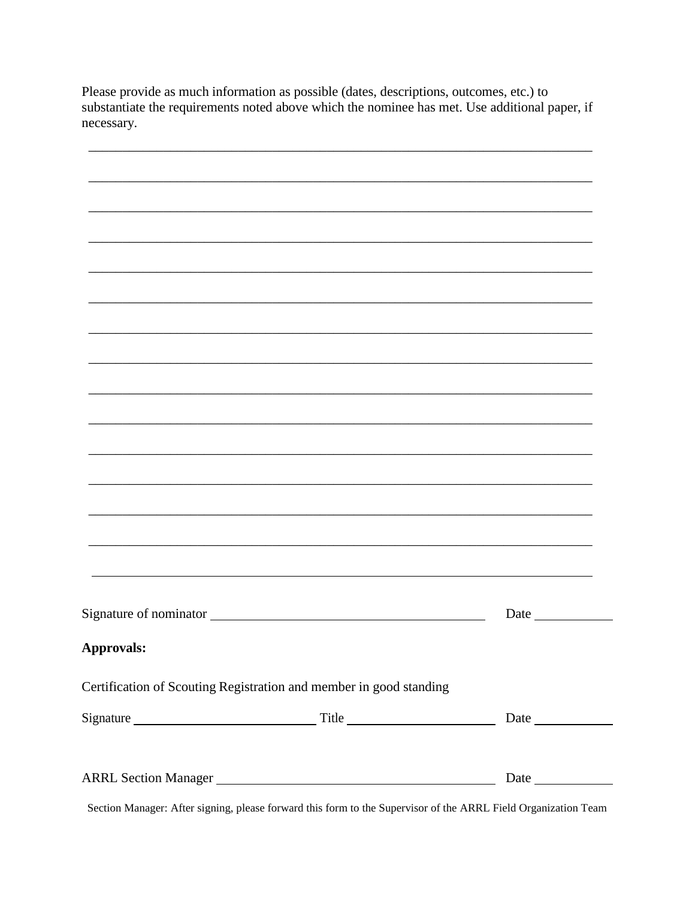Please provide as much information as possible (dates, descriptions, outcomes, etc.) to substantiate the requirements noted above which the nominee has met. Use additional paper, if necessary.

_______________________________________________________________________________

_______________________________________________________________________________

_______________________________________________________________________________

_______________________________________________________________________________

_______________________________________________________________________________

_______________________________________________________________________________

_______________________________________________________________________________

_______________________________________________________________________________

_______________________________________________________________________________

_______________________________________________________________________________

_______________________________________________________________________________

_______________________________________________________________________________

_______________________________________________________________________________

_______________________________________________________________________________

_______________________________________________________________________________

Signature of nominator ________________________________________ Date ___________

**Approvals:**

Certification of Scouting Registration and member in good standing

Signature ____________________________ Title ______________________ Date ___________

ARRL Section Manager ________________________________________ Date ___________

Section Manager: After signing, please forward this form to the Supervisor of the ARRL Field Organization Team